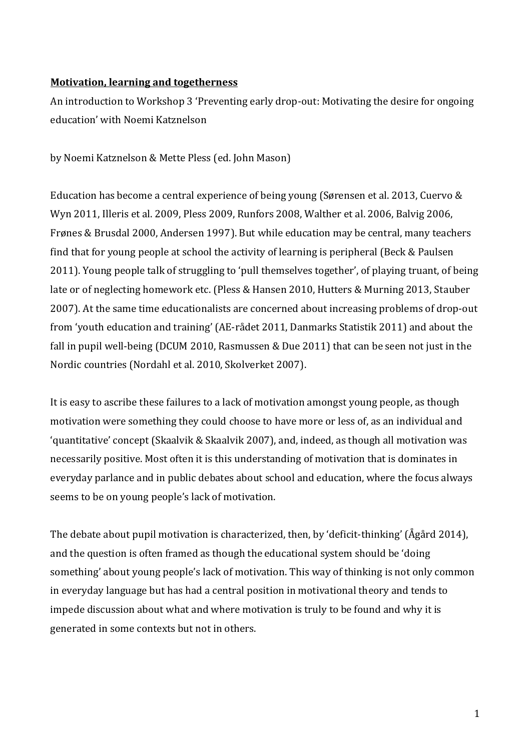**Motivation, learning and togetherness**

An introduction to Workshop 3 'Preventing early drop-out: Motivating the desire for ongoing education' with Noemi Katznelson

by Noemi Katznelson & Mette Pless (ed. John Mason)

Education has become a central experience of being young (Sørensen et al. 2013, Cuervo & Wyn 2011, Illeris et al. 2009, Pless 2009, Runfors 2008, Walther et al. 2006, Balvig 2006, Frønes & Brusdal 2000, Andersen 1997). But while education may be central, many teachers find that for young people at school the activity of learning is peripheral (Beck & Paulsen 2011). Young people talk of struggling to 'pull themselves together', of playing truant, of being late or of neglecting homework etc. (Pless & Hansen 2010, Hutters & Murning 2013, Stauber 2007). At the same time educationalists are concerned about increasing problems of drop-out from 'youth education and training' (AE-rådet 2011, Danmarks Statistik 2011) and about the fall in pupil well-being (DCUM 2010, Rasmussen & Due 2011) that can be seen not just in the Nordic countries (Nordahl et al. 2010, Skolverket 2007).

It is easy to ascribe these failures to a lack of motivation amongst young people, as though motivation were something they could choose to have more or less of, as an individual and 'quantitative' concept (Skaalvik & Skaalvik 2007), and, indeed, as though all motivation was necessarily positive. Most often it is this understanding of motivation that is dominates in everyday parlance and in public debates about school and education, where the focus always seems to be on young people's lack of motivation.

The debate about pupil motivation is characterized, then, by 'deficit-thinking' (Ågård 2014), and the question is often framed as though the educational system should be 'doing something' about young people's lack of motivation. This way of thinking is not only common in everyday language but has had a central position in motivational theory and tends to impede discussion about what and where motivation is truly to be found and why it is generated in some contexts but not in others.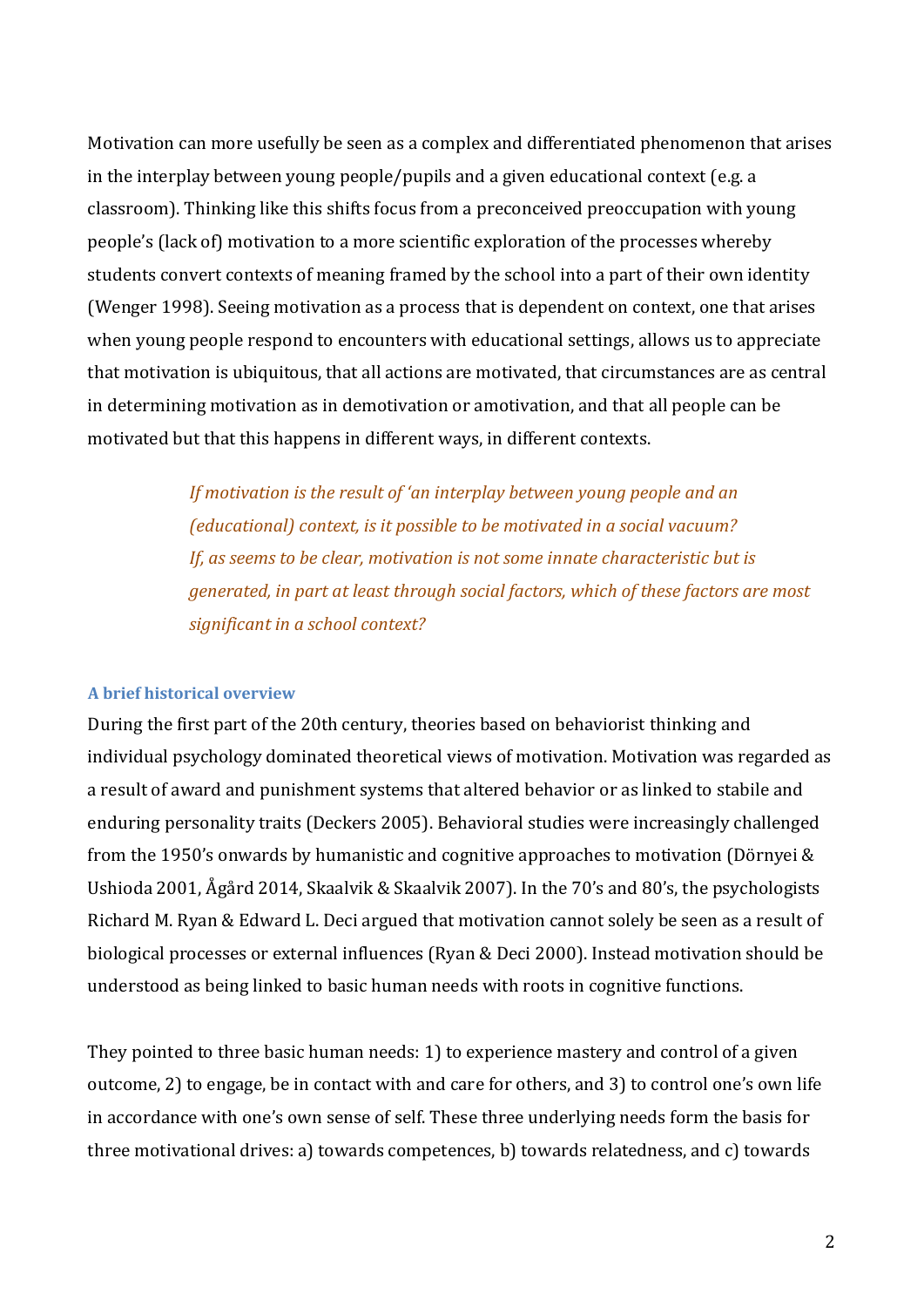Motivation can more usefully be seen as a complex and differentiated phenomenon that arises in the interplay between young people/pupils and a given educational context (e.g. a classroom). Thinking like this shifts focus from a preconceived preoccupation with young people's (lack of) motivation to a more scientific exploration of the processes whereby students convert contexts of meaning framed by the school into a part of their own identity (Wenger 1998). Seeing motivation as a process that is dependent on context, one that arises when young people respond to encounters with educational settings, allows us to appreciate that motivation is ubiquitous, that all actions are motivated, that circumstances are as central in determining motivation as in demotivation or amotivation, and that all people can be motivated but that this happens in different ways, in different contexts.

> *If motivation is the result of 'an interplay between young people and an (educational) context, is it possible to be motivated in a social vacuum? If, as seems to be clear, motivation is not some innate characteristic but is generated, in part at least through social factors, which of these factors are most significant in a school context?*

### A brief historical overview

During the first part of the 20th century, theories based on behaviorist thinking and individual psychology dominated theoretical views of motivation. Motivation was regarded as a result of award and punishment systems that altered behavior or as linked to stabile and enduring personality traits (Deckers 2005). Behavioral studies were increasingly challenged from the 1950's onwards by humanistic and cognitive approaches to motivation (Dörnyei & Ushioda 2001, Ågård 2014, Skaalvik & Skaalvik 2007). In the 70's and 80's, the psychologists Richard M. Ryan & Edward L. Deci argued that motivation cannot solely be seen as a result of biological processes or external influences (Ryan & Deci 2000). Instead motivation should be understood as being linked to basic human needs with roots in cognitive functions.

They pointed to three basic human needs: 1) to experience mastery and control of a given outcome, 2) to engage, be in contact with and care for others, and 3) to control one's own life in accordance with one's own sense of self. These three underlying needs form the basis for three motivational drives: a) towards competences, b) towards relatedness, and c) towards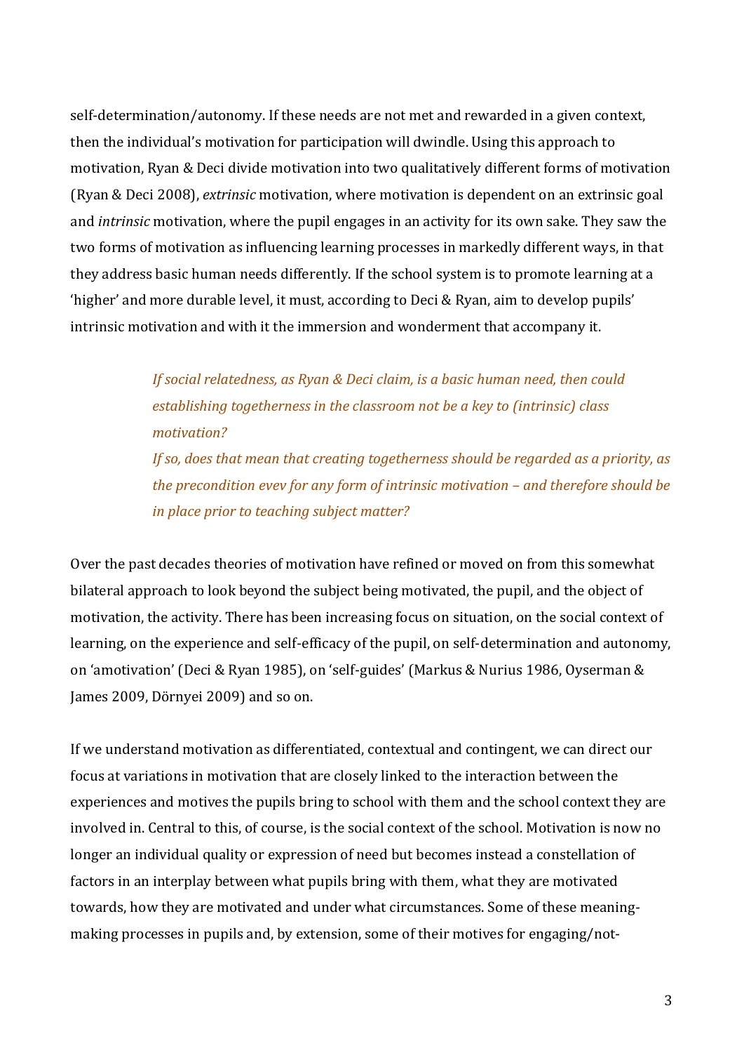self-determination/autonomy. If these needs are not met and rewarded in a given context, then the individual's motivation for participation will dwindle. Using this approach to motivation, Ryan & Deci divide motivation into two qualitatively different forms of motivation (Ryan & Deci 2008), *extrinsic* motivation, where motivation is dependent on an extrinsic goal and *intrinsic* motivation, where the pupil engages in an activity for its own sake. They saw the two forms of motivation as influencing learning processes in markedly different ways, in that they address basic human needs differently. If the school system is to promote learning at a 'higher' and more durable level, it must, according to Deci & Ryan, aim to develop pupils' intrinsic motivation and with it the immersion and wonderment that accompany it.

> *If social relatedness, as Ryan & Deci claim, is a basic human need, then could establishing togetherness in the classroom not be a key to (intrinsic) class motivation?*
> *If so, does that mean that creating togetherness should be regarded as a priority, as the precondition evev for any form of intrinsic motivation – and therefore should be in place prior to teaching subject matter?*

Over the past decades theories of motivation have refined or moved on from this somewhat bilateral approach to look beyond the subject being motivated, the pupil, and the object of motivation, the activity. There has been increasing focus on situation, on the social context of learning, on the experience and self-efficacy of the pupil, on self-determination and autonomy, on 'amotivation' (Deci & Ryan 1985), on 'self-guides' (Markus & Nurius 1986, Oyserman & James 2009, Dörnyei 2009) and so on.

If we understand motivation as differentiated, contextual and contingent, we can direct our focus at variations in motivation that are closely linked to the interaction between the experiences and motives the pupils bring to school with them and the school context they are involved in. Central to this, of course, is the social context of the school. Motivation is now no longer an individual quality or expression of need but becomes instead a constellation of factors in an interplay between what pupils bring with them, what they are motivated towards, how they are motivated and under what circumstances. Some of these meaning-making processes in pupils and, by extension, some of their motives for engaging/not-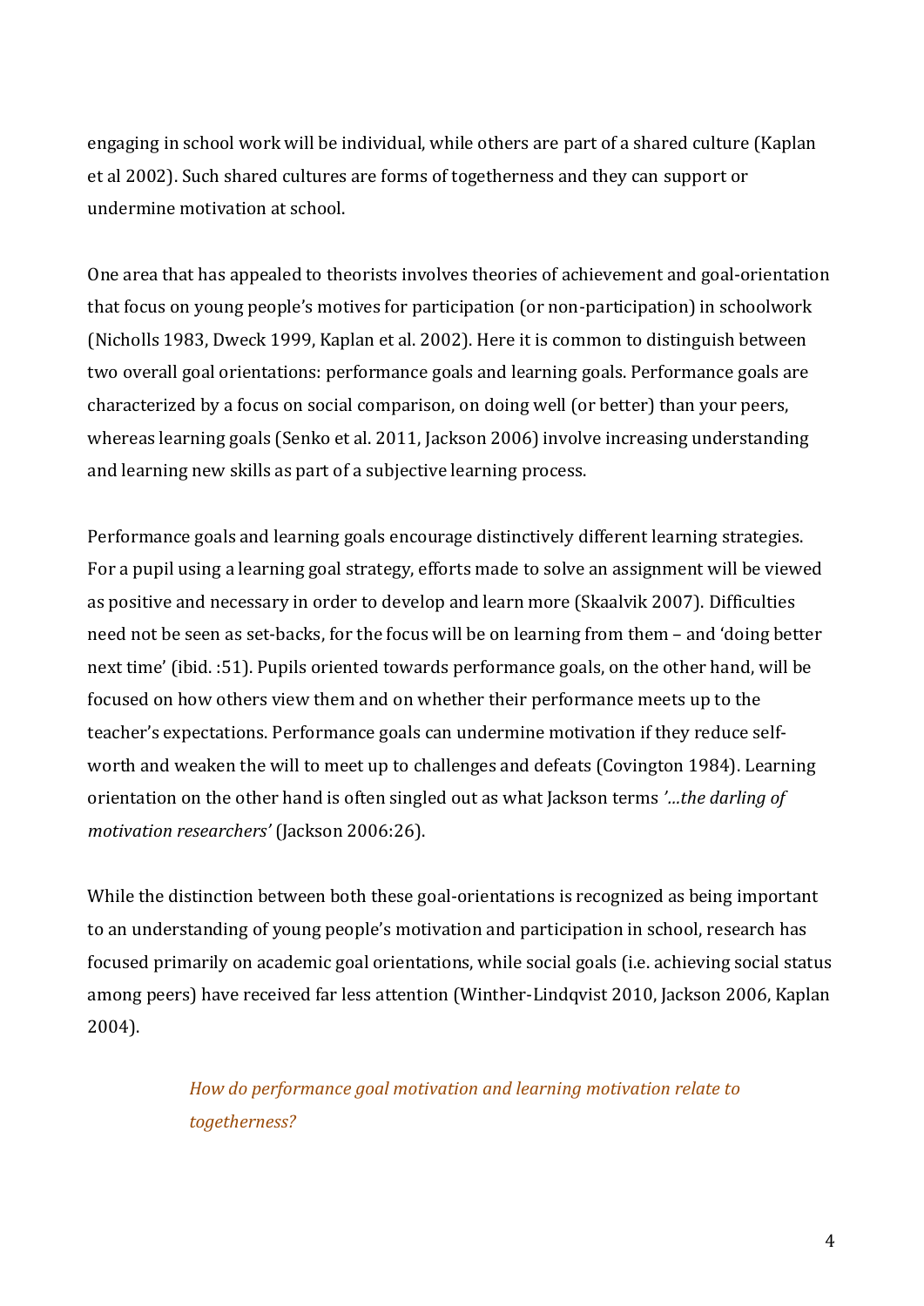engaging in school work will be individual, while others are part of a shared culture (Kaplan et al 2002). Such shared cultures are forms of togetherness and they can support or undermine motivation at school.

One area that has appealed to theorists involves theories of achievement and goal-orientation that focus on young people's motives for participation (or non-participation) in schoolwork (Nicholls 1983, Dweck 1999, Kaplan et al. 2002). Here it is common to distinguish between two overall goal orientations: performance goals and learning goals. Performance goals are characterized by a focus on social comparison, on doing well (or better) than your peers, whereas learning goals (Senko et al. 2011, Jackson 2006) involve increasing understanding and learning new skills as part of a subjective learning process.

Performance goals and learning goals encourage distinctively different learning strategies. For a pupil using a learning goal strategy, efforts made to solve an assignment will be viewed as positive and necessary in order to develop and learn more (Skaalvik 2007). Difficulties need not be seen as set-backs, for the focus will be on learning from them – and 'doing better next time' (ibid. :51). Pupils oriented towards performance goals, on the other hand, will be focused on how others view them and on whether their performance meets up to the teacher's expectations. Performance goals can undermine motivation if they reduce self-worth and weaken the will to meet up to challenges and defeats (Covington 1984). Learning orientation on the other hand is often singled out as what Jackson terms *'…the darling of motivation researchers'* (Jackson 2006:26).

While the distinction between both these goal-orientations is recognized as being important to an understanding of young people's motivation and participation in school, research has focused primarily on academic goal orientations, while social goals (i.e. achieving social status among peers) have received far less attention (Winther-Lindqvist 2010, Jackson 2006, Kaplan 2004).

> *How do performance goal motivation and learning motivation relate to togetherness?*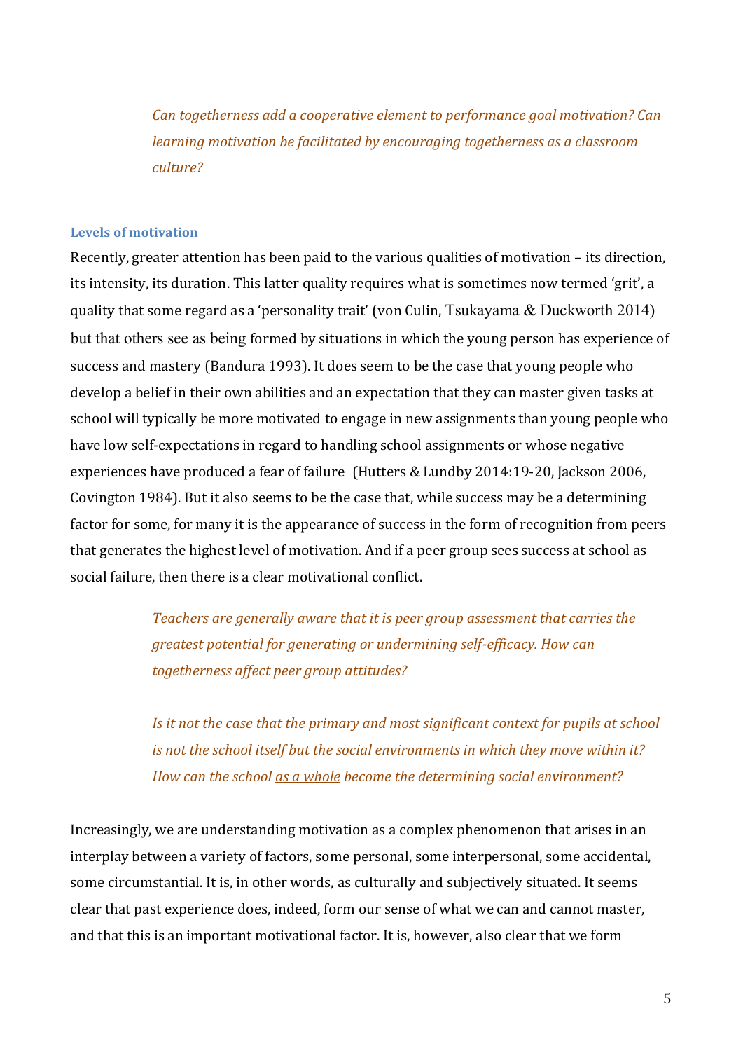*Can togetherness add a cooperative element to performance goal motivation? Can learning motivation be facilitated by encouraging togetherness as a classroom culture?*

### Levels of motivation

Recently, greater attention has been paid to the various qualities of motivation – its direction, its intensity, its duration. This latter quality requires what is sometimes now termed 'grit', a quality that some regard as a 'personality trait' (von Culin, Tsukayama & Duckworth 2014) but that others see as being formed by situations in which the young person has experience of success and mastery (Bandura 1993). It does seem to be the case that young people who develop a belief in their own abilities and an expectation that they can master given tasks at school will typically be more motivated to engage in new assignments than young people who have low self-expectations in regard to handling school assignments or whose negative experiences have produced a fear of failure (Hutters & Lundby 2014:19-20, Jackson 2006, Covington 1984). But it also seems to be the case that, while success may be a determining factor for some, for many it is the appearance of success in the form of recognition from peers that generates the highest level of motivation. And if a peer group sees success at school as social failure, then there is a clear motivational conflict.

*Teachers are generally aware that it is peer group assessment that carries the greatest potential for generating or undermining self-efficacy. How can togetherness affect peer group attitudes?*

*Is it not the case that the primary and most significant context for pupils at school is not the school itself but the social environments in which they move within it? How can the school <u>as a whole</u> become the determining social environment?*

Increasingly, we are understanding motivation as a complex phenomenon that arises in an interplay between a variety of factors, some personal, some interpersonal, some accidental, some circumstantial. It is, in other words, as culturally and subjectively situated. It seems clear that past experience does, indeed, form our sense of what we can and cannot master, and that this is an important motivational factor. It is, however, also clear that we form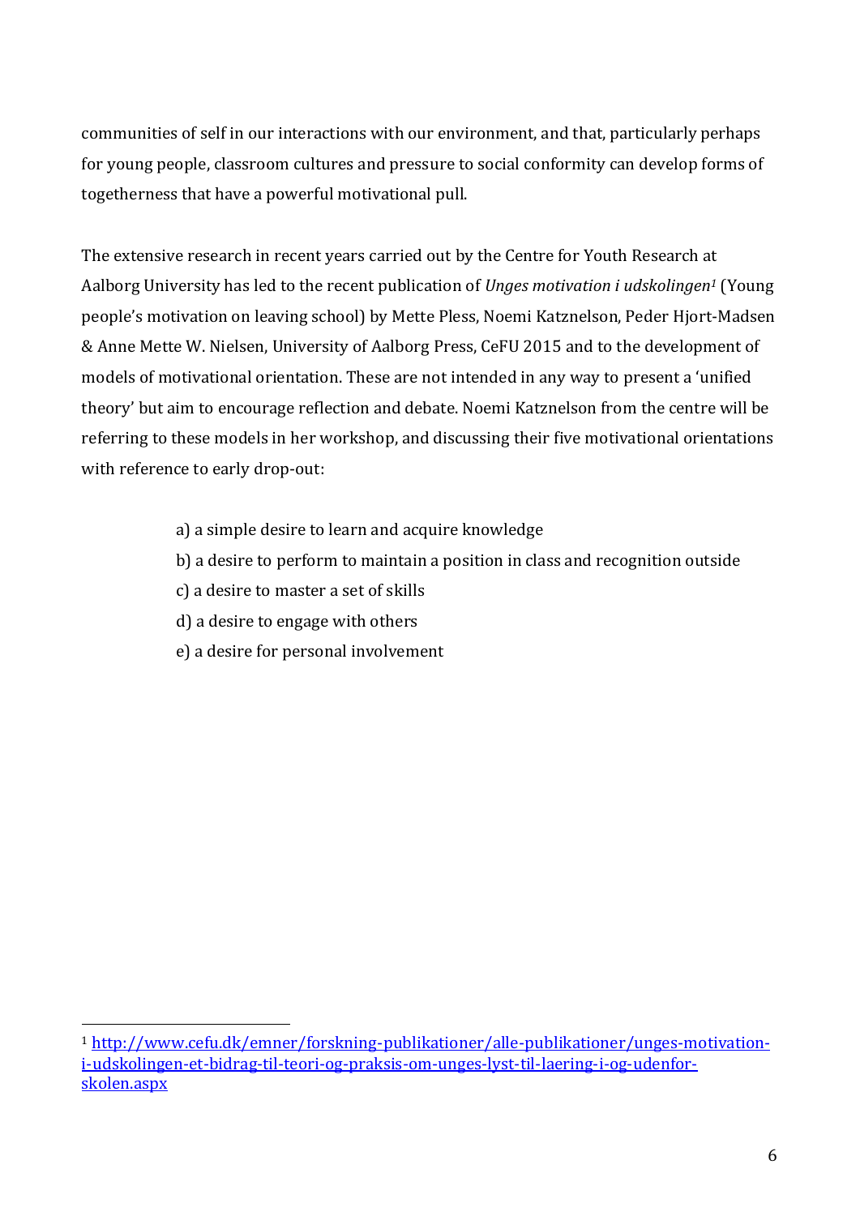communities of self in our interactions with our environment, and that, particularly perhaps for young people, classroom cultures and pressure to social conformity can develop forms of togetherness that have a powerful motivational pull.

The extensive research in recent years carried out by the Centre for Youth Research at Aalborg University has led to the recent publication of *Unges motivation i udskolingen*[1] (Young people's motivation on leaving school) by Mette Pless, Noemi Katznelson, Peder Hjort-Madsen & Anne Mette W. Nielsen, University of Aalborg Press, CeFU 2015 and to the development of models of motivational orientation. These are not intended in any way to present a 'unified theory' but aim to encourage reflection and debate. Noemi Katznelson from the centre will be referring to these models in her workshop, and discussing their five motivational orientations with reference to early drop-out:

a) a simple desire to learn and acquire knowledge
b) a desire to perform to maintain a position in class and recognition outside
c) a desire to master a set of skills
d) a desire to engage with others
e) a desire for personal involvement

---

[1] http://www.cefu.dk/emner/forskning-publikationer/alle-publikationer/unges-motivation-i-udskolingen-et-bidrag-til-teori-og-praksis-om-unges-lyst-til-laering-i-og-udenfor-skolen.aspx